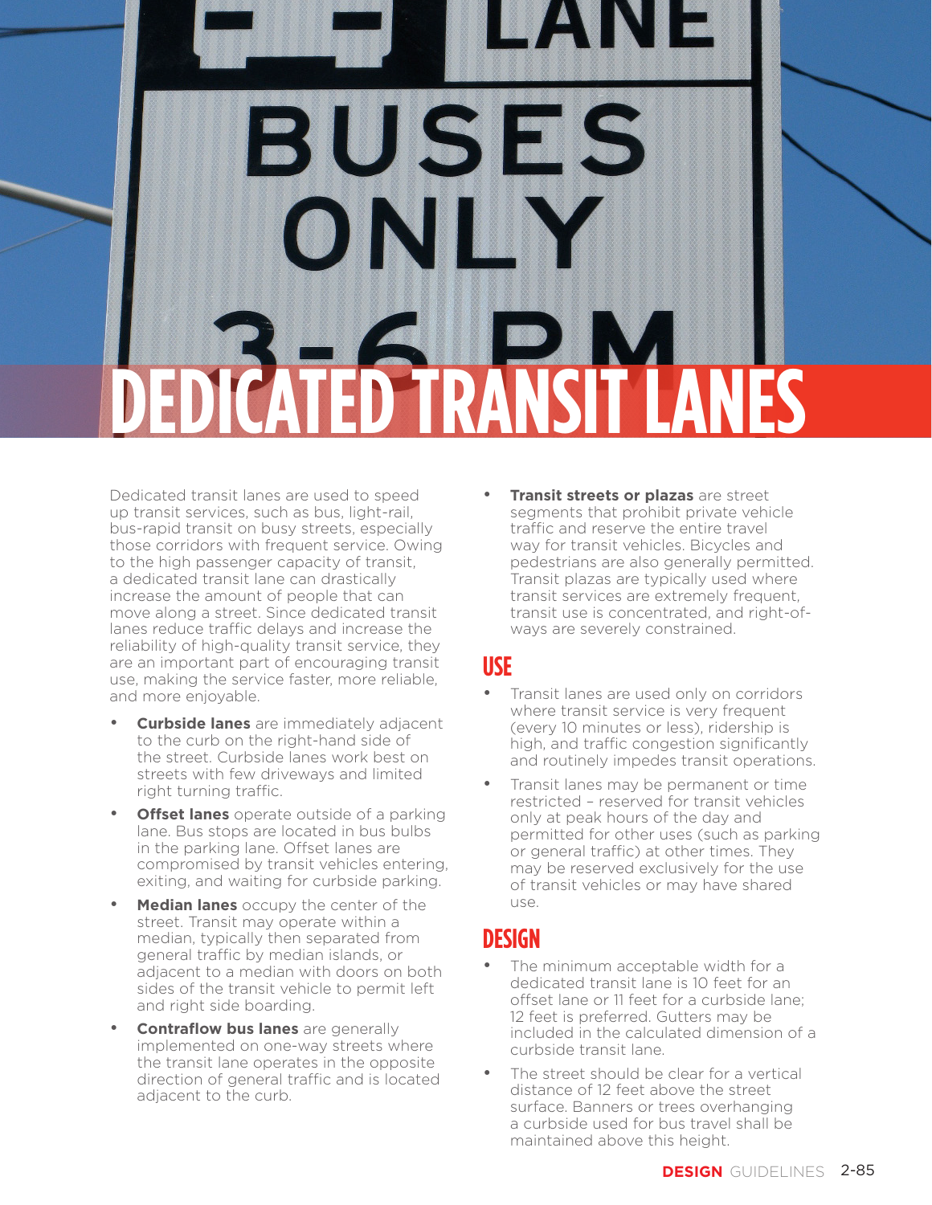# DEDICATED TRANSIT LANES

Dedicated transit lanes are used to speed up transit services, such as bus, light-rail, bus-rapid transit on busy streets, especially those corridors with frequent service. Owing to the high passenger capacity of transit, a dedicated transit lane can drastically increase the amount of people that can move along a street. Since dedicated transit lanes reduce traffic delays and increase the reliability of high-quality transit service, they are an important part of encouraging transit use, making the service faster, more reliable, and more enjoyable.

- **Curbside lanes** are immediately adjacent to the curb on the right-hand side of the street. Curbside lanes work best on streets with few driveways and limited right turning traffic.
- **Offset lanes** operate outside of a parking lane. Bus stops are located in bus bulbs in the parking lane. Offset lanes are compromised by transit vehicles entering, exiting, and waiting for curbside parking.
- **Median lanes** occupy the center of the street. Transit may operate within a median, typically then separated from general traffic by median islands, or adjacent to a median with doors on both sides of the transit vehicle to permit left and right side boarding.
- **Contraflow bus lanes** are generally implemented on one-way streets where the transit lane operates in the opposite direction of general traffic and is located adjacent to the curb.
- **Transit streets or plazas** are street segments that prohibit private vehicle traffic and reserve the entire travel way for transit vehicles. Bicycles and pedestrians are also generally permitted. Transit plazas are typically used where transit services are extremely frequent, transit use is concentrated, and right-of-ways are severely constrained.

## USE

- Transit lanes are used only on corridors where transit service is very frequent (every 10 minutes or less), ridership is high, and traffic congestion significantly and routinely impedes transit operations.
- Transit lanes may be permanent or time restricted – reserved for transit vehicles only at peak hours of the day and permitted for other uses (such as parking or general traffic) at other times. They may be reserved exclusively for the use of transit vehicles or may have shared use.

## DESIGN

- The minimum acceptable width for a dedicated transit lane is 10 feet for an offset lane or 11 feet for a curbside lane; 12 feet is preferred. Gutters may be included in the calculated dimension of a curbside transit lane.
- The street should be clear for a vertical distance of 12 feet above the street surface. Banners or trees overhanging a curbside used for bus travel shall be maintained above this height.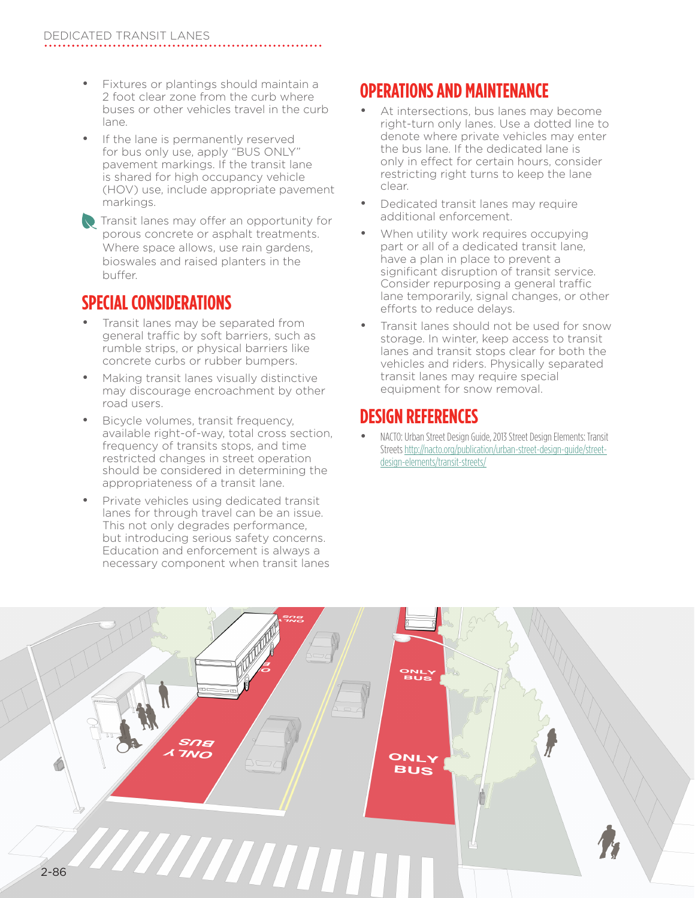- Fixtures or plantings should maintain a 2 foot clear zone from the curb where buses or other vehicles travel in the curb lane.
- If the lane is permanently reserved for bus only use, apply "BUS ONLY" pavement markings. If the transit lane is shared for high occupancy vehicle (HOV) use, include appropriate pavement markings.
- Transit lanes may offer an opportunity for porous concrete or asphalt treatments. Where space allows, use rain gardens, bioswales and raised planters in the buffer.

## SPECIAL CONSIDERATIONS

- Transit lanes may be separated from general traffic by soft barriers, such as rumble strips, or physical barriers like concrete curbs or rubber bumpers.
- Making transit lanes visually distinctive may discourage encroachment by other road users.
- Bicycle volumes, transit frequency, available right-of-way, total cross section, frequency of transits stops, and time restricted changes in street operation should be considered in determining the appropriateness of a transit lane.
- Private vehicles using dedicated transit lanes for through travel can be an issue. This not only degrades performance, but introducing serious safety concerns. Education and enforcement is always a necessary component when transit lanes

## OPERATIONS AND MAINTENANCE

- At intersections, bus lanes may become right-turn only lanes. Use a dotted line to denote where private vehicles may enter the bus lane. If the dedicated lane is only in effect for certain hours, consider restricting right turns to keep the lane clear.
- Dedicated transit lanes may require additional enforcement.
- When utility work requires occupying part or all of a dedicated transit lane, have a plan in place to prevent a significant disruption of transit service. Consider repurposing a general traffic lane temporarily, signal changes, or other efforts to reduce delays.
- Transit lanes should not be used for snow storage. In winter, keep access to transit lanes and transit stops clear for both the vehicles and riders. Physically separated transit lanes may require special equipment for snow removal.

## DESIGN REFERENCES

- NACTO: Urban Street Design Guide, 2013 Street Design Elements: Transit Streets http://nacto.org/publication/urban-street-design-guide/street-design-elements/transit-streets/